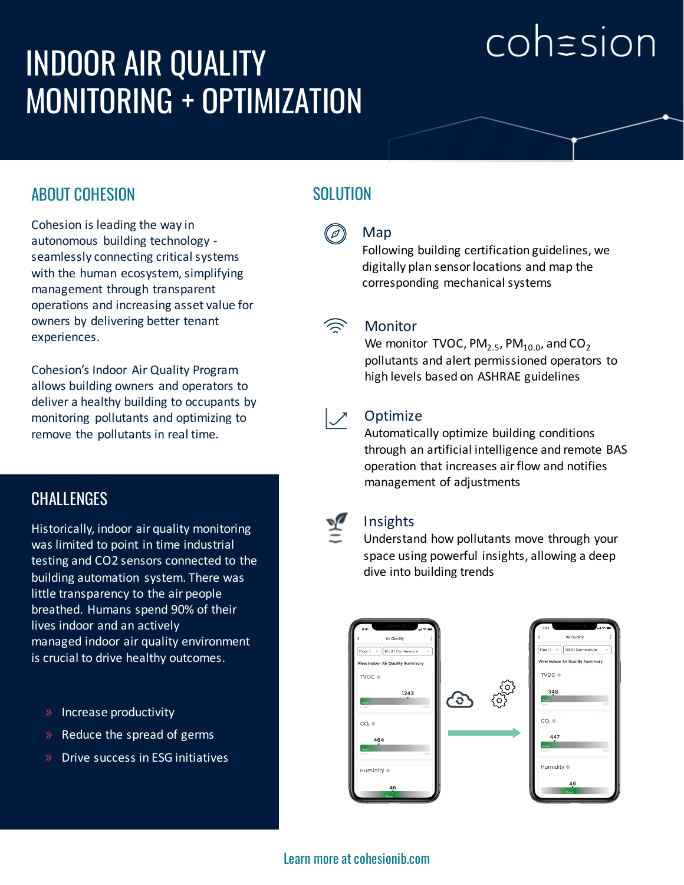# INDOOR AIR QUALITY MONITORING + OPTIMIZATION

cohesion

## ABOUT COHESION

Cohesion is leading the way in autonomous building technology - seamlessly connecting critical systems with the human ecosystem, simplifying management through transparent operations and increasing asset value for owners by delivering better tenant experiences.

Cohesion's Indoor Air Quality Program allows building owners and operators to deliver a healthy building to occupants by monitoring pollutants and optimizing to remove the pollutants in real time.

## CHALLENGES

Historically, indoor air quality monitoring was limited to point in time industrial testing and CO2 sensors connected to the building automation system. There was little transparency to the air people breathed. Humans spend 90% of their lives indoor and an actively managed indoor air quality environment is crucial to drive healthy outcomes.

- Increase productivity
- Reduce the spread of germs
- Drive success in ESG initiatives

## SOLUTION

### Map

Following building certification guidelines, we digitally plan sensor locations and map the corresponding mechanical systems

### Monitor

We monitor TVOC, $PM_{2.5}$, $PM_{10.0}$, and $CO_2$ pollutants and alert permissioned operators to high levels based on ASHRAE guidelines

### Optimize

Automatically optimize building conditions through an artificial intelligence and remote BAS operation that increases air flow and notifies management of adjustments

### Insights

Understand how pollutants move through your space using powerful insights, allowing a deep dive into building trends

Learn more at cohesionib.com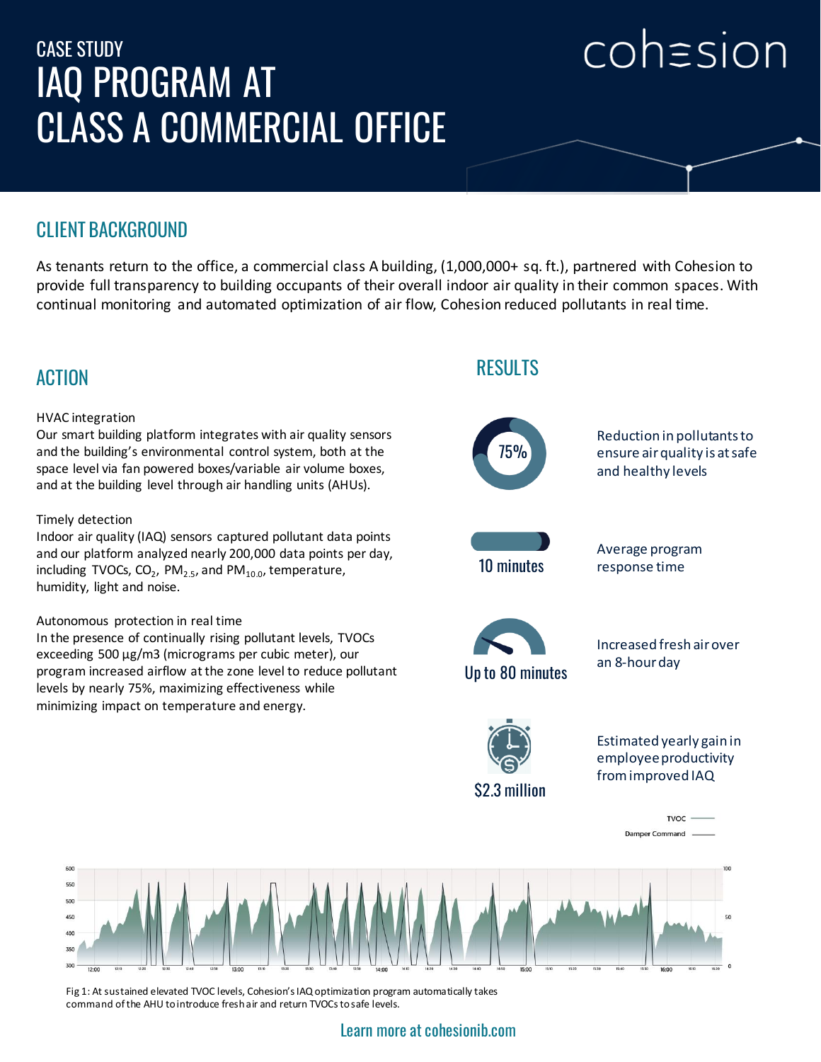CASE STUDY

# IAQ PROGRAM AT CLASS A COMMERCIAL OFFICE

cohesion

## CLIENT BACKGROUND

As tenants return to the office, a commercial class A building, (1,000,000+ sq. ft.), partnered with Cohesion to provide full transparency to building occupants of their overall indoor air quality in their common spaces. With continual monitoring and automated optimization of air flow, Cohesion reduced pollutants in real time.

## ACTION

HVAC integration
Our smart building platform integrates with air quality sensors and the building's environmental control system, both at the space level via fan powered boxes/variable air volume boxes, and at the building level through air handling units (AHUs).

Timely detection
Indoor air quality (IAQ) sensors captured pollutant data points and our platform analyzed nearly 200,000 data points per day, including TVOCs, $CO_2$, $PM_{2.5}$, and $PM_{10.0}$, temperature, humidity, light and noise.

Autonomous protection in real time
In the presence of continually rising pollutant levels, TVOCs exceeding 500 µg/m3 (micrograms per cubic meter), our program increased airflow at the zone level to reduce pollutant levels by nearly 75%, maximizing effectiveness while minimizing impact on temperature and energy.

## RESULTS

**75%**
Reduction in pollutants to ensure air quality is at safe and healthy levels

**10 minutes**
Average program response time

**Up to 80 minutes**
Increased fresh air over an 8-hour day

**$2.3 million**
Estimated yearly gain in employee productivity from improved IAQ

TVOC
Damper Command

600
550
500
450
400
350
300

100
50
0

12:00 13:00 14:00 15:00 16:00

Fig 1: At sustained elevated TVOC levels, Cohesion's IAQ optimization program automatically takes command of the AHU to introduce fresh air and return TVOCs to safe levels.

Learn more at cohesionib.com